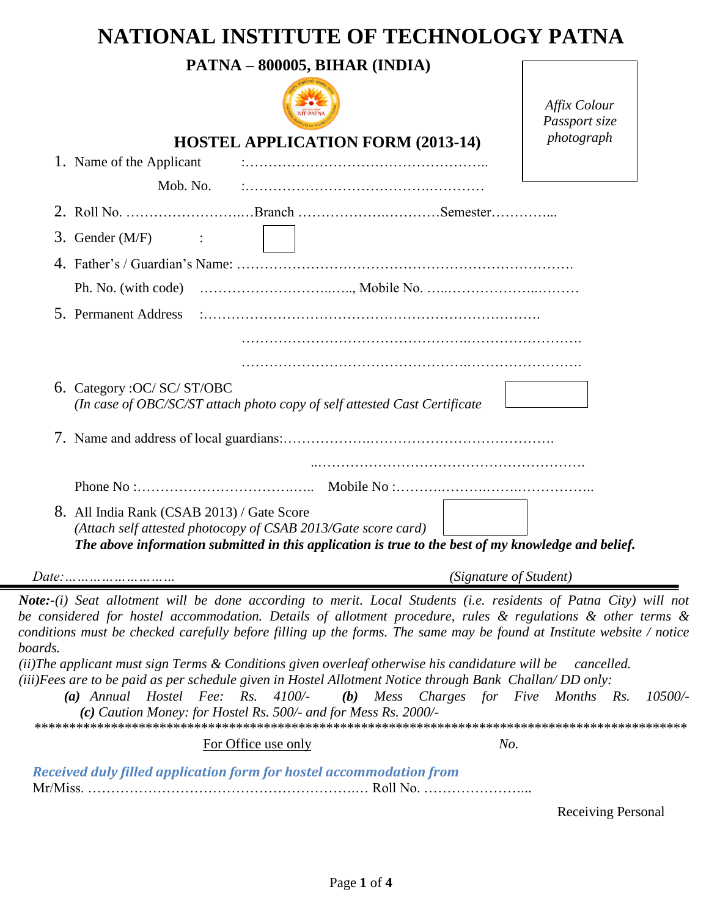# NATIONAL INSTITUTE OF TECHNOLOGY PATNA

**PATNA – 800005, BIHAR (INDIA)**

*Affix Colour Passport size photograph*

## HOSTEL APPLICATION FORM (2013-14)

1. Name of the Applicant :……………………………………………..

   Mob. No. :………………………………..…………

2. Roll No. ……………………..…Branch ………………….………Semester…………...

3. Gender (M/F) :

4. Father's / Guardian's Name: ……………………………………………………………….

   Ph. No. (with code) …………………….…..., Mobile No. …..……………..………

5. Permanent Address :……………………………………………………………….

   ………………………………………….…………………….

   ………………………………………….…………………….

6. Category :OC/ SC/ ST/OBC
   *(In case of OBC/SC/ST attach photo copy of self attested Cast Certificate*

7. Name and address of local guardians:……………..…………………………………….

   ..…………………………………………………….

   Phone No :……………………………..… Mobile No :……….……….…….…………..

8. All India Rank (CSAB 2013) / Gate Score
   *(Attach self attested photocopy of CSAB 2013/Gate score card)*
   ***The above information submitted in this application is true to the best of my knowledge and belief.***

*Date:……………………* *(Signature of Student)*

---

***Note:-****(i) Seat allotment will be done according to merit. Local Students (i.e. residents of Patna City) will not be considered for hostel accommodation. Details of allotment procedure, rules & regulations & other terms & conditions must be checked carefully before filling up the forms. The same may be found at Institute website / notice boards.*

*(ii)The applicant must sign Terms & Conditions given overleaf otherwise his candidature will be cancelled.*

*(iii)Fees are to be paid as per schedule given in Hostel Allotment Notice through Bank Challan/ DD only:*

*(**a**) Annual Hostel Fee: Rs. 4100/- (**b**) Mess Charges for Five Months Rs. 10500/-*

*(**c**) Caution Money: for Hostel Rs. 500/- and for Mess Rs. 2000/-*

***********************************************************************************************

For Office use only *No.*

***Received duly filled application form for hostel accommodation from***

Mr/Miss. ……………………………………………….… Roll No. …………………...

Receiving Personal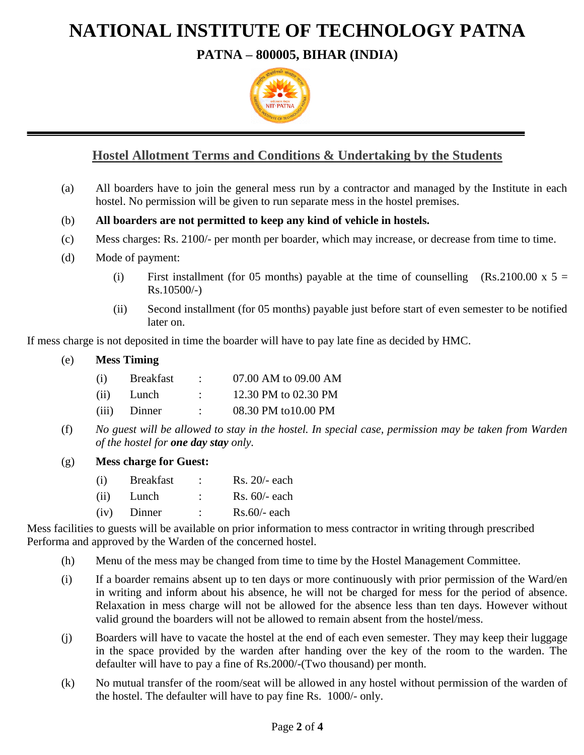# NATIONAL INSTITUTE OF TECHNOLOGY PATNA

## PATNA – 800005, BIHAR (INDIA)

## Hostel Allotment Terms and Conditions & Undertaking by the Students

(a) All boarders have to join the general mess run by a contractor and managed by the Institute in each hostel. No permission will be given to run separate mess in the hostel premises.

(b) **All boarders are not permitted to keep any kind of vehicle in hostels.**

(c) Mess charges: Rs. 2100/- per month per boarder, which may increase, or decrease from time to time.

(d) Mode of payment:

- (i) First installment (for 05 months) payable at the time of counselling (Rs.2100.00 x 5 = Rs.10500/-)
- (ii) Second installment (for 05 months) payable just before start of even semester to be notified later on.

If mess charge is not deposited in time the boarder will have to pay late fine as decided by HMC.

(e) **Mess Timing**

| | | | |
|---|---|---|---|
| (i) | Breakfast | : | 07.00 AM to 09.00 AM |
| (ii) | Lunch | : | 12.30 PM to 02.30 PM |
| (iii) | Dinner | : | 08.30 PM to10.00 PM |

(f) *No guest will be allowed to stay in the hostel. In special case, permission may be taken from Warden of the hostel for **one day stay** only.*

(g) **Mess charge for Guest:**

| | | | |
|---|---|---|---|
| (i) | Breakfast | : | Rs. 20/- each |
| (ii) | Lunch | : | Rs. 60/- each |
| (iv) | Dinner | : | Rs.60/- each |

Mess facilities to guests will be available on prior information to mess contractor in writing through prescribed Performa and approved by the Warden of the concerned hostel.

(h) Menu of the mess may be changed from time to time by the Hostel Management Committee.

(i) If a boarder remains absent up to ten days or more continuously with prior permission of the Ward/en in writing and inform about his absence, he will not be charged for mess for the period of absence. Relaxation in mess charge will not be allowed for the absence less than ten days. However without valid ground the boarders will not be allowed to remain absent from the hostel/mess.

(j) Boarders will have to vacate the hostel at the end of each even semester. They may keep their luggage in the space provided by the warden after handing over the key of the room to the warden. The defaulter will have to pay a fine of Rs.2000/-(Two thousand) per month.

(k) No mutual transfer of the room/seat will be allowed in any hostel without permission of the warden of the hostel. The defaulter will have to pay fine Rs. 1000/- only.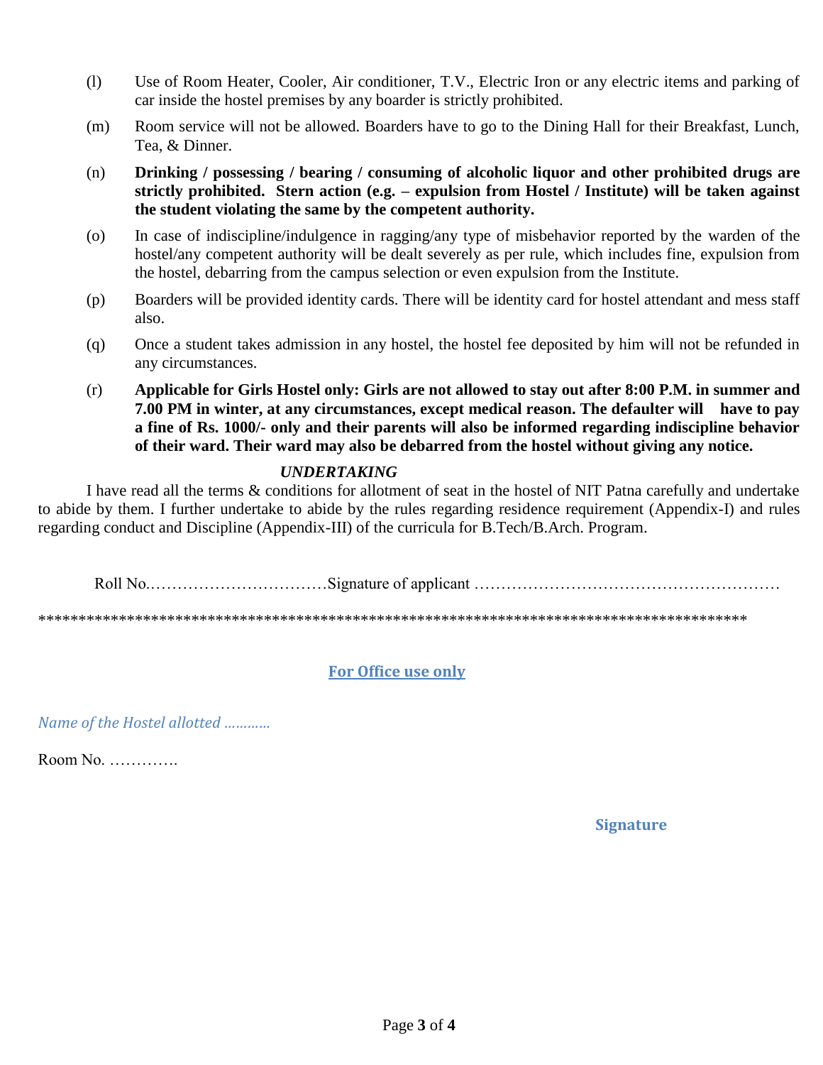(l) Use of Room Heater, Cooler, Air conditioner, T.V., Electric Iron or any electric items and parking of car inside the hostel premises by any boarder is strictly prohibited.

(m) Room service will not be allowed. Boarders have to go to the Dining Hall for their Breakfast, Lunch, Tea, & Dinner.

(n) **Drinking / possessing / bearing / consuming of alcoholic liquor and other prohibited drugs are strictly prohibited. Stern action (e.g. – expulsion from Hostel / Institute) will be taken against the student violating the same by the competent authority.**

(o) In case of indiscipline/indulgence in ragging/any type of misbehavior reported by the warden of the hostel/any competent authority will be dealt severely as per rule, which includes fine, expulsion from the hostel, debarring from the campus selection or even expulsion from the Institute.

(p) Boarders will be provided identity cards. There will be identity card for hostel attendant and mess staff also.

(q) Once a student takes admission in any hostel, the hostel fee deposited by him will not be refunded in any circumstances.

(r) **Applicable for Girls Hostel only: Girls are not allowed to stay out after 8:00 P.M. in summer and 7.00 PM in winter, at any circumstances, except medical reason. The defaulter will have to pay a fine of Rs. 1000/- only and their parents will also be informed regarding indiscipline behavior of their ward. Their ward may also be debarred from the hostel without giving any notice.**

***UNDERTAKING***

I have read all the terms & conditions for allotment of seat in the hostel of NIT Patna carefully and undertake to abide by them. I further undertake to abide by the rules regarding residence requirement (Appendix-I) and rules regarding conduct and Discipline (Appendix-III) of the curricula for B.Tech/B.Arch. Program.

Roll No.……………………………Signature of applicant …………………………………………………

*****************************************************************************************

**For Office use only**

*Name of the Hostel allotted …………*

Room No. ………….

**Signature**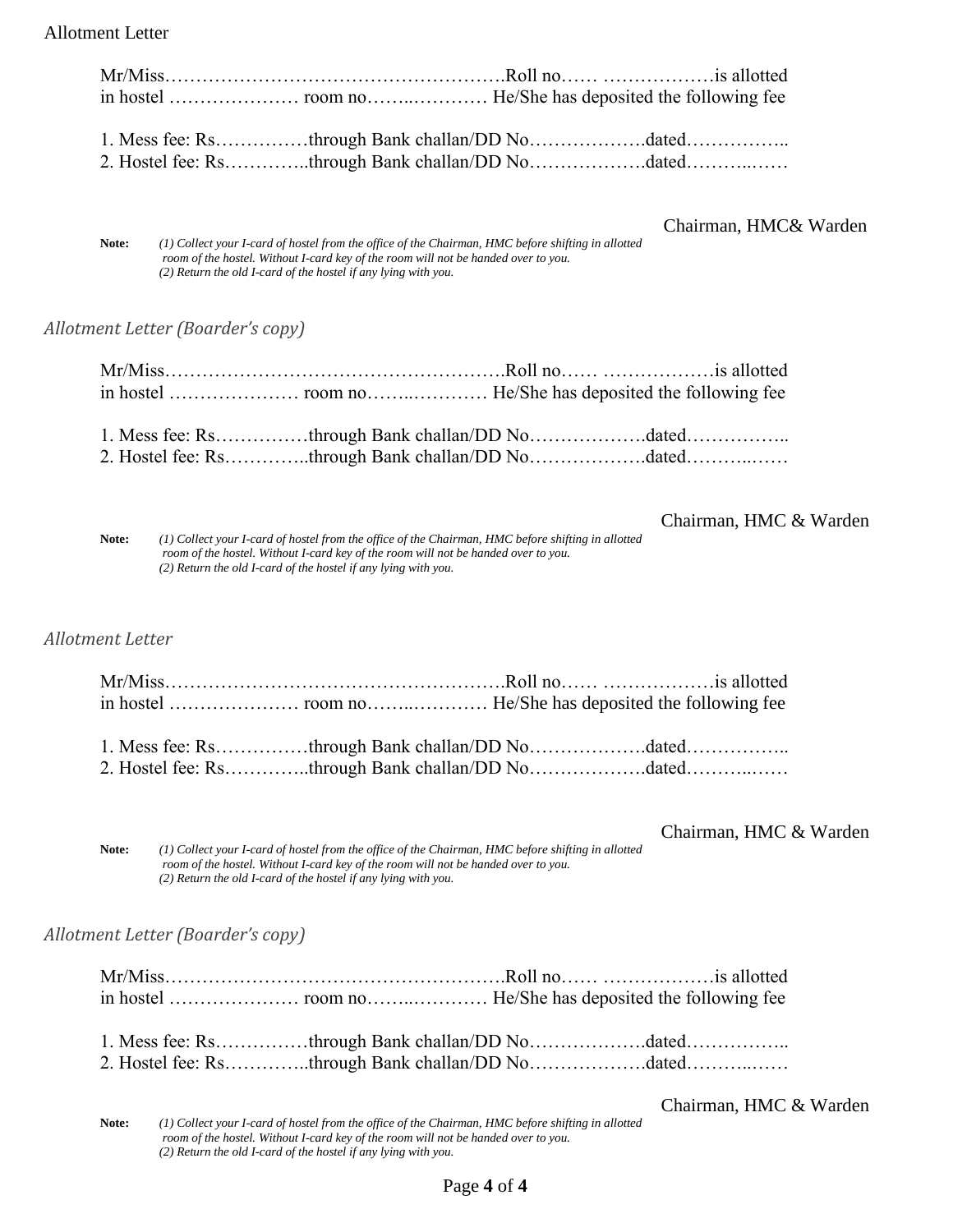Allotment Letter

Mr/Miss……………………………………………….Roll no…… ………………is allotted in hostel ………………… room no……..………… He/She has deposited the following fee

1. Mess fee: Rs……………through Bank challan/DD No……………….dated……………..
2. Hostel fee: Rs…………..through Bank challan/DD No……………….dated………..……

Chairman, HMC& Warden

**Note:** *(1) Collect your I-card of hostel from the office of the Chairman, HMC before shifting in allotted room of the hostel. Without I-card key of the room will not be handed over to you.*
*(2) Return the old I-card of the hostel if any lying with you.*

*Allotment Letter (Boarder's copy)*

Mr/Miss……………………………………………….Roll no…… ………………is allotted in hostel ………………… room no……..………… He/She has deposited the following fee

1. Mess fee: Rs……………through Bank challan/DD No……………….dated……………..
2. Hostel fee: Rs…………..through Bank challan/DD No……………….dated………..……

Chairman, HMC & Warden

**Note:** *(1) Collect your I-card of hostel from the office of the Chairman, HMC before shifting in allotted room of the hostel. Without I-card key of the room will not be handed over to you.*
*(2) Return the old I-card of the hostel if any lying with you.*

*Allotment Letter*

Mr/Miss……………………………………………….Roll no…… ………………is allotted in hostel ………………… room no……..………… He/She has deposited the following fee

1. Mess fee: Rs……………through Bank challan/DD No……………….dated……………..
2. Hostel fee: Rs…………..through Bank challan/DD No……………….dated………..……

Chairman, HMC & Warden

**Note:** *(1) Collect your I-card of hostel from the office of the Chairman, HMC before shifting in allotted room of the hostel. Without I-card key of the room will not be handed over to you.*
*(2) Return the old I-card of the hostel if any lying with you.*

*Allotment Letter (Boarder's copy)*

Mr/Miss……………………………………………….Roll no…… ………………is allotted in hostel ………………… room no……..………… He/She has deposited the following fee

1. Mess fee: Rs……………through Bank challan/DD No……………….dated……………..
2. Hostel fee: Rs…………..through Bank challan/DD No……………….dated………..……

Chairman, HMC & Warden

**Note:** *(1) Collect your I-card of hostel from the office of the Chairman, HMC before shifting in allotted room of the hostel. Without I-card key of the room will not be handed over to you.*
*(2) Return the old I-card of the hostel if any lying with you.*